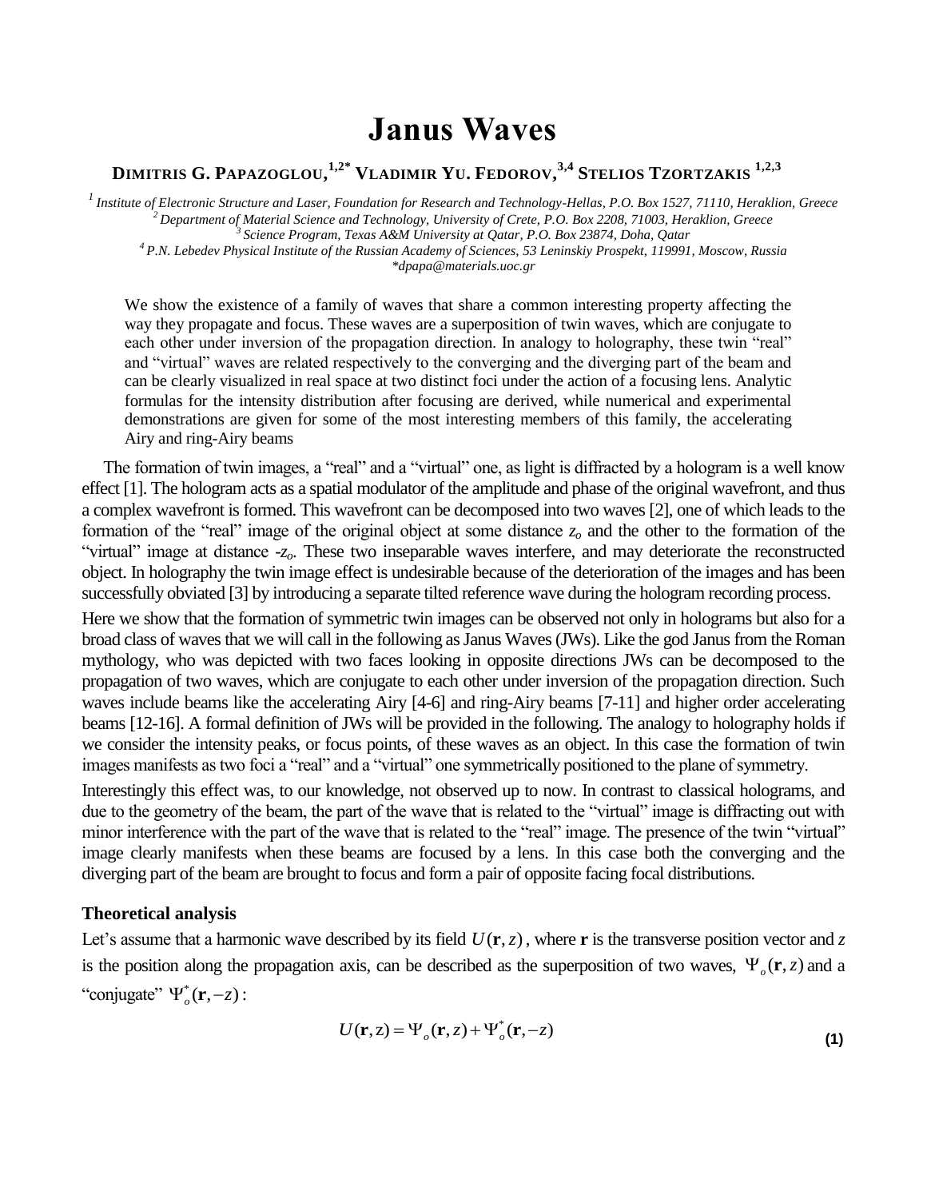# Janus Waves

**DIMITRIS G. PAPAZOGLOU,[1,2*] VLADIMIR YU. FEDOROV,[3,4] STELIOS TZORTZAKIS [1,2,3]**

*[1] Institute of Electronic Structure and Laser, Foundation for Research and Technology-Hellas, P.O. Box 1527, 71110, Heraklion, Greece*
*[2] Department of Material Science and Technology, University of Crete, P.O. Box 2208, 71003, Heraklion, Greece*
*[3] Science Program, Texas A&M University at Qatar, P.O. Box 23874, Doha, Qatar*
*[4] P.N. Lebedev Physical Institute of the Russian Academy of Sciences, 53 Leninskiy Prospekt, 119991, Moscow, Russia*
*\*dpapa@materials.uoc.gr*

We show the existence of a family of waves that share a common interesting property affecting the way they propagate and focus. These waves are a superposition of twin waves, which are conjugate to each other under inversion of the propagation direction. In analogy to holography, these twin "real" and "virtual" waves are related respectively to the converging and the diverging part of the beam and can be clearly visualized in real space at two distinct foci under the action of a focusing lens. Analytic formulas for the intensity distribution after focusing are derived, while numerical and experimental demonstrations are given for some of the most interesting members of this family, the accelerating Airy and ring-Airy beams

The formation of twin images, a "real" and a "virtual" one, as light is diffracted by a hologram is a well know effect [1]. The hologram acts as a spatial modulator of the amplitude and phase of the original wavefront, and thus a complex wavefront is formed. This wavefront can be decomposed into two waves [2], one of which leads to the formation of the "real" image of the original object at some distance $z_o$ and the other to the formation of the "virtual" image at distance $-z_o$. These two inseparable waves interfere, and may deteriorate the reconstructed object. In holography the twin image effect is undesirable because of the deterioration of the images and has been successfully obviated [3] by introducing a separate tilted reference wave during the hologram recording process.

Here we show that the formation of symmetric twin images can be observed not only in holograms but also for a broad class of waves that we will call in the following as Janus Waves (JWs). Like the god Janus from the Roman mythology, who was depicted with two faces looking in opposite directions JWs can be decomposed to the propagation of two waves, which are conjugate to each other under inversion of the propagation direction. Such waves include beams like the accelerating Airy [4-6] and ring-Airy beams [7-11] and higher order accelerating beams [12-16]. A formal definition of JWs will be provided in the following. The analogy to holography holds if we consider the intensity peaks, or focus points, of these waves as an object. In this case the formation of twin images manifests as two foci a "real" and a "virtual" one symmetrically positioned to the plane of symmetry.

Interestingly this effect was, to our knowledge, not observed up to now. In contrast to classical holograms, and due to the geometry of the beam, the part of the wave that is related to the "virtual" image is diffracting out with minor interference with the part of the wave that is related to the "real" image. The presence of the twin "virtual" image clearly manifests when these beams are focused by a lens. In this case both the converging and the diverging part of the beam are brought to focus and form a pair of opposite facing focal distributions.

### Theoretical analysis

Let's assume that a harmonic wave described by its field $U(\mathbf{r}, z)$, where $\mathbf{r}$ is the transverse position vector and $z$ is the position along the propagation axis, can be described as the superposition of two waves, $\Psi_o(\mathbf{r}, z)$ and a "conjugate" $\Psi_o^*(\mathbf{r}, -z)$:

$$U(\mathbf{r}, z) = \Psi_o(\mathbf{r}, z) + \Psi_o^*(\mathbf{r}, -z) \tag{1}$$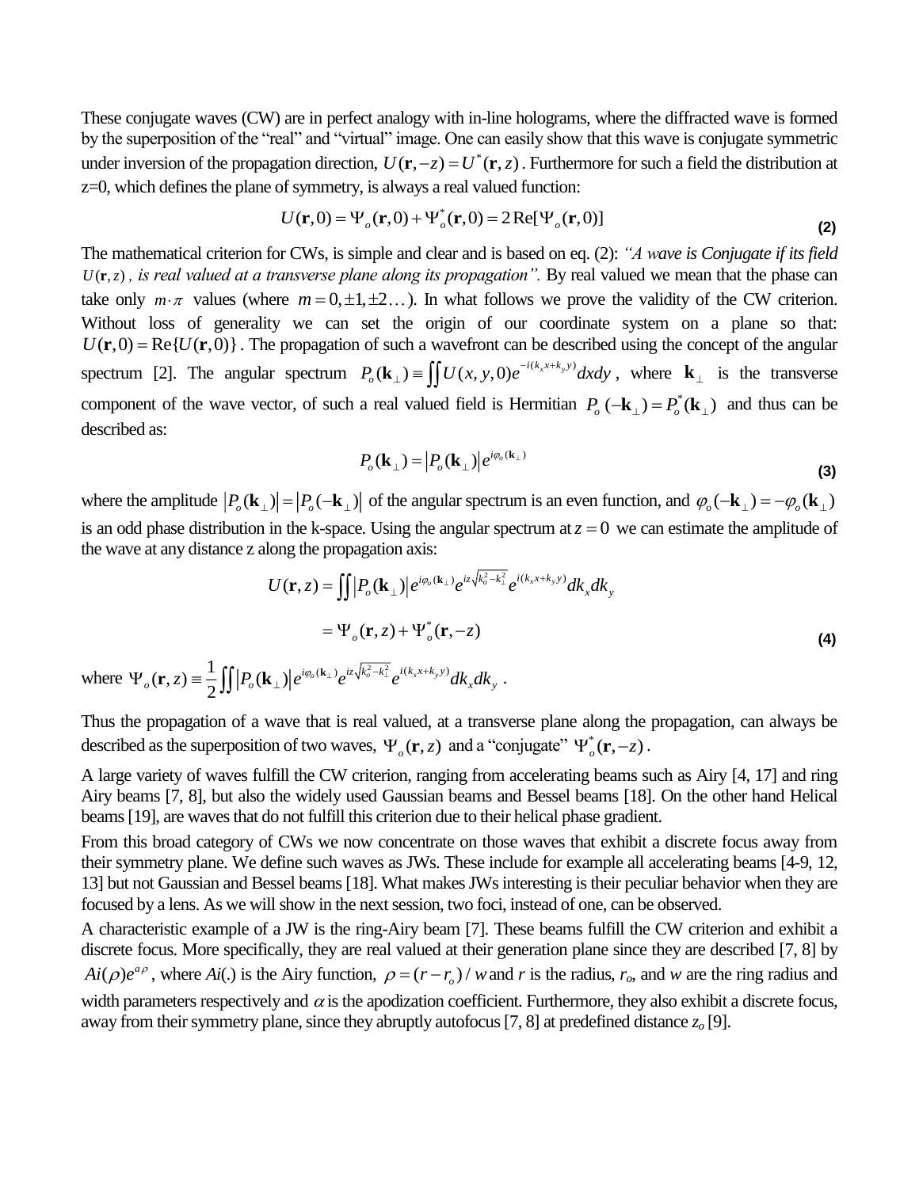These conjugate waves (CW) are in perfect analogy with in-line holograms, where the diffracted wave is formed by the superposition of the "real" and "virtual" image. One can easily show that this wave is conjugate symmetric under inversion of the propagation direction, $U(\mathbf{r},-z)=U^*(\mathbf{r},z)$. Furthermore for such a field the distribution at z=0, which defines the plane of symmetry, is always a real valued function:

$$U(\mathbf{r},0)=\Psi_o(\mathbf{r},0)+\Psi_o^*(\mathbf{r},0)=2\,\mathrm{Re}[\Psi_o(\mathbf{r},0)] \tag{2}$$

The mathematical criterion for CWs, is simple and clear and is based on eq. (2): *"A wave is Conjugate if its field $U(\mathbf{r},z)$, is real valued at a transverse plane along its propagation".* By real valued we mean that the phase can take only $m\cdot\pi$ values (where $m=0,\pm1,\pm2\ldots$). In what follows we prove the validity of the CW criterion. Without loss of generality we can set the origin of our coordinate system on a plane so that: $U(\mathbf{r},0)=\mathrm{Re}\{U(\mathbf{r},0)\}$. The propagation of such a wavefront can be described using the concept of the angular spectrum [2]. The angular spectrum $P_o(\mathbf{k}_\perp)\equiv\iint U(x,y,0)e^{-i(k_x x+k_y y)}dxdy$, where $\mathbf{k}_\perp$ is the transverse component of the wave vector, of such a real valued field is Hermitian $P_o(-\mathbf{k}_\perp)=P_o^*(\mathbf{k}_\perp)$ and thus can be described as:

$$P_o(\mathbf{k}_\perp)=\left|P_o(\mathbf{k}_\perp)\right|e^{i\varphi_o(\mathbf{k}_\perp)} \tag{3}$$

where the amplitude $\left|P_o(\mathbf{k}_\perp)\right|=\left|P_o(-\mathbf{k}_\perp)\right|$ of the angular spectrum is an even function, and $\varphi_o(-\mathbf{k}_\perp)=-\varphi_o(\mathbf{k}_\perp)$ is an odd phase distribution in the k-space. Using the angular spectrum at $z=0$ we can estimate the amplitude of the wave at any distance z along the propagation axis:

$$\begin{aligned}U(\mathbf{r},z)&=\iint\left|P_o(\mathbf{k}_\perp)\right|e^{i\varphi_o(\mathbf{k}_\perp)}e^{iz\sqrt{k_o^2-k_\perp^2}}e^{i(k_x x+k_y y)}dk_x dk_y\\&=\Psi_o(\mathbf{r},z)+\Psi_o^*(\mathbf{r},-z)\end{aligned} \tag{4}$$

where $\Psi_o(\mathbf{r},z)\equiv\frac{1}{2}\iint\left|P_o(\mathbf{k}_\perp)\right|e^{i\varphi_o(\mathbf{k}_\perp)}e^{iz\sqrt{k_o^2-k_\perp^2}}e^{i(k_x x+k_y y)}dk_x dk_y$.

Thus the propagation of a wave that is real valued, at a transverse plane along the propagation, can always be described as the superposition of two waves, $\Psi_o(\mathbf{r},z)$ and a "conjugate" $\Psi_o^*(\mathbf{r},-z)$.

A large variety of waves fulfill the CW criterion, ranging from accelerating beams such as Airy [4, 17] and ring Airy beams [7, 8], but also the widely used Gaussian beams and Bessel beams [18]. On the other hand Helical beams [19], are waves that do not fulfill this criterion due to their helical phase gradient.

From this broad category of CWs we now concentrate on those waves that exhibit a discrete focus away from their symmetry plane. We define such waves as JWs. These include for example all accelerating beams [4-9, 12, 13] but not Gaussian and Bessel beams [18]. What makes JWs interesting is their peculiar behavior when they are focused by a lens. As we will show in the next session, two foci, instead of one, can be observed.

A characteristic example of a JW is the ring-Airy beam [7]. These beams fulfill the CW criterion and exhibit a discrete focus. More specifically, they are real valued at their generation plane since they are described [7, 8] by $Ai(\rho)e^{a\rho}$, where *Ai*(.) is the Airy function, $\rho=(r-r_o)/w$ and *r* is the radius, $r_o$, and *w* are the ring radius and width parameters respectively and $\alpha$ is the apodization coefficient. Furthermore, they also exhibit a discrete focus, away from their symmetry plane, since they abruptly autofocus [7, 8] at predefined distance $z_o$ [9].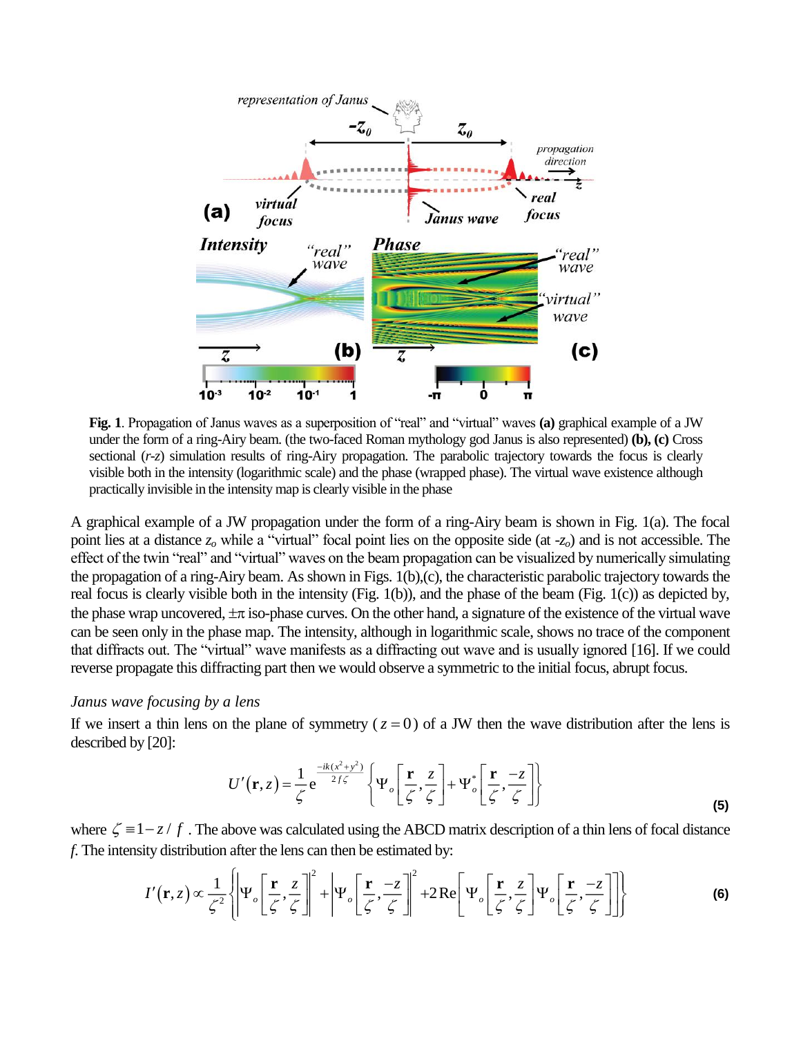**Fig. 1**. Propagation of Janus waves as a superposition of "real" and "virtual" waves **(a)** graphical example of a JW under the form of a ring-Airy beam. (the two-faced Roman mythology god Janus is also represented) **(b), (c)** Cross sectional (*r-z*) simulation results of ring-Airy propagation. The parabolic trajectory towards the focus is clearly visible both in the intensity (logarithmic scale) and the phase (wrapped phase). The virtual wave existence although practically invisible in the intensity map is clearly visible in the phase

A graphical example of a JW propagation under the form of a ring-Airy beam is shown in Fig. 1(a). The focal point lies at a distance $z_o$ while a "virtual" focal point lies on the opposite side (at $-z_o$) and is not accessible. The effect of the twin "real" and "virtual" waves on the beam propagation can be visualized by numerically simulating the propagation of a ring-Airy beam. As shown in Figs. 1(b),(c), the characteristic parabolic trajectory towards the real focus is clearly visible both in the intensity (Fig. 1(b)), and the phase of the beam (Fig. 1(c)) as depicted by, the phase wrap uncovered, $\pm\pi$ iso-phase curves. On the other hand, a signature of the existence of the virtual wave can be seen only in the phase map. The intensity, although in logarithmic scale, shows no trace of the component that diffracts out. The "virtual" wave manifests as a diffracting out wave and is usually ignored [16]. If we could reverse propagate this diffracting part then we would observe a symmetric to the initial focus, abrupt focus.

*Janus wave focusing by a lens*

If we insert a thin lens on the plane of symmetry ($z = 0$) of a JW then the wave distribution after the lens is described by [20]:

$$U'(\mathbf{r},z) = \frac{1}{\zeta} e^{\frac{-ik(x^2+y^2)}{2f\zeta}} \left\{ \Psi_o\left[\frac{\mathbf{r}}{\zeta},\frac{z}{\zeta}\right] + \Psi_o^*\left[\frac{\mathbf{r}}{\zeta},\frac{-z}{\zeta}\right] \right\} \tag{5}$$

where $\zeta \equiv 1 - z/f$. The above was calculated using the ABCD matrix description of a thin lens of focal distance $f$. The intensity distribution after the lens can then be estimated by:

$$I'(\mathbf{r},z) \propto \frac{1}{\zeta^2} \left\{ \left|\Psi_o\left[\frac{\mathbf{r}}{\zeta},\frac{z}{\zeta}\right]\right|^2 + \left|\Psi_o\left[\frac{\mathbf{r}}{\zeta},\frac{-z}{\zeta}\right]\right|^2 + 2\,\mathrm{Re}\left[\Psi_o\left[\frac{\mathbf{r}}{\zeta},\frac{z}{\zeta}\right]\Psi_o\left[\frac{\mathbf{r}}{\zeta},\frac{-z}{\zeta}\right]\right] \right\} \tag{6}$$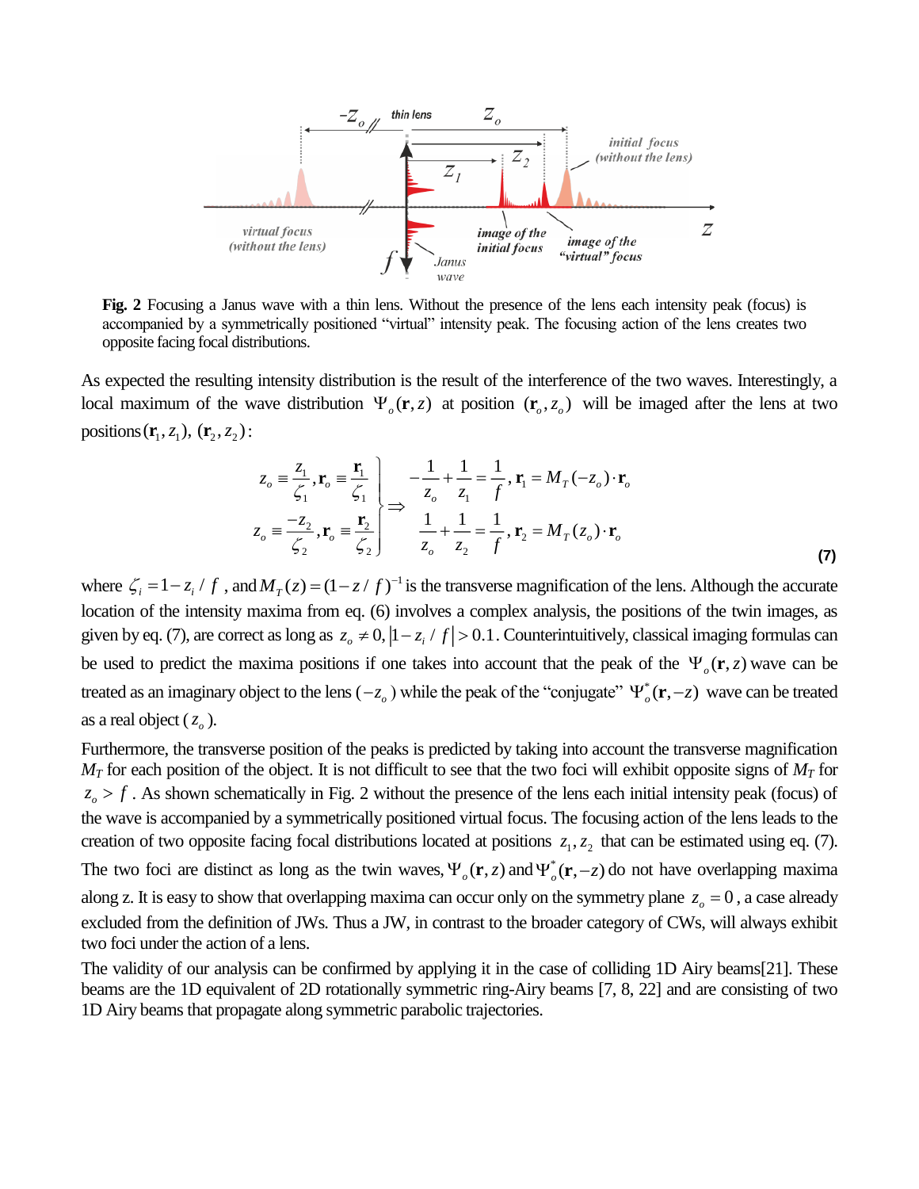**Fig. 2** Focusing a Janus wave with a thin lens. Without the presence of the lens each intensity peak (focus) is accompanied by a symmetrically positioned "virtual" intensity peak. The focusing action of the lens creates two opposite facing focal distributions.

As expected the resulting intensity distribution is the result of the interference of the two waves. Interestingly, a local maximum of the wave distribution $\Psi_o(\mathbf{r},z)$ at position $(\mathbf{r}_o, z_o)$ will be imaged after the lens at two positions $(\mathbf{r}_1, z_1)$, $(\mathbf{r}_2, z_2)$:

$$\left.\begin{array}{l} z_o \equiv \dfrac{z_1}{\zeta_1}, \mathbf{r}_o \equiv \dfrac{\mathbf{r}_1}{\zeta_1} \\ z_o \equiv \dfrac{-z_2}{\zeta_2}, \mathbf{r}_o \equiv \dfrac{\mathbf{r}_2}{\zeta_2} \end{array}\right\} \Rightarrow \begin{array}{l} -\dfrac{1}{z_o} + \dfrac{1}{z_1} = \dfrac{1}{f}, \mathbf{r}_1 = M_T(-z_o)\cdot \mathbf{r}_o \\ \dfrac{1}{z_o} + \dfrac{1}{z_2} = \dfrac{1}{f}, \mathbf{r}_2 = M_T(z_o)\cdot \mathbf{r}_o \end{array} \tag{7}$$

where $\zeta_i = 1 - z_i / f$, and $M_T(z) = (1 - z/f)^{-1}$ is the transverse magnification of the lens. Although the accurate location of the intensity maxima from eq. (6) involves a complex analysis, the positions of the twin images, as given by eq. (7), are correct as long as $z_o \neq 0, |1 - z_i / f| > 0.1$. Counterintuitively, classical imaging formulas can be used to predict the maxima positions if one takes into account that the peak of the $\Psi_o(\mathbf{r},z)$ wave can be treated as an imaginary object to the lens ($-z_o$) while the peak of the "conjugate" $\Psi_o^*(\mathbf{r},-z)$ wave can be treated as a real object ($z_o$).

Furthermore, the transverse position of the peaks is predicted by taking into account the transverse magnification $M_T$ for each position of the object. It is not difficult to see that the two foci will exhibit opposite signs of $M_T$ for $z_o > f$. As shown schematically in Fig. 2 without the presence of the lens each initial intensity peak (focus) of the wave is accompanied by a symmetrically positioned virtual focus. The focusing action of the lens leads to the creation of two opposite facing focal distributions located at positions $z_1, z_2$ that can be estimated using eq. (7). The two foci are distinct as long as the twin waves, $\Psi_o(\mathbf{r},z)$ and $\Psi_o^*(\mathbf{r},-z)$ do not have overlapping maxima along z. It is easy to show that overlapping maxima can occur only on the symmetry plane $z_o = 0$, a case already excluded from the definition of JWs. Thus a JW, in contrast to the broader category of CWs, will always exhibit two foci under the action of a lens.

The validity of our analysis can be confirmed by applying it in the case of colliding 1D Airy beams[21]. These beams are the 1D equivalent of 2D rotationally symmetric ring-Airy beams [7, 8, 22] and are consisting of two 1D Airy beams that propagate along symmetric parabolic trajectories.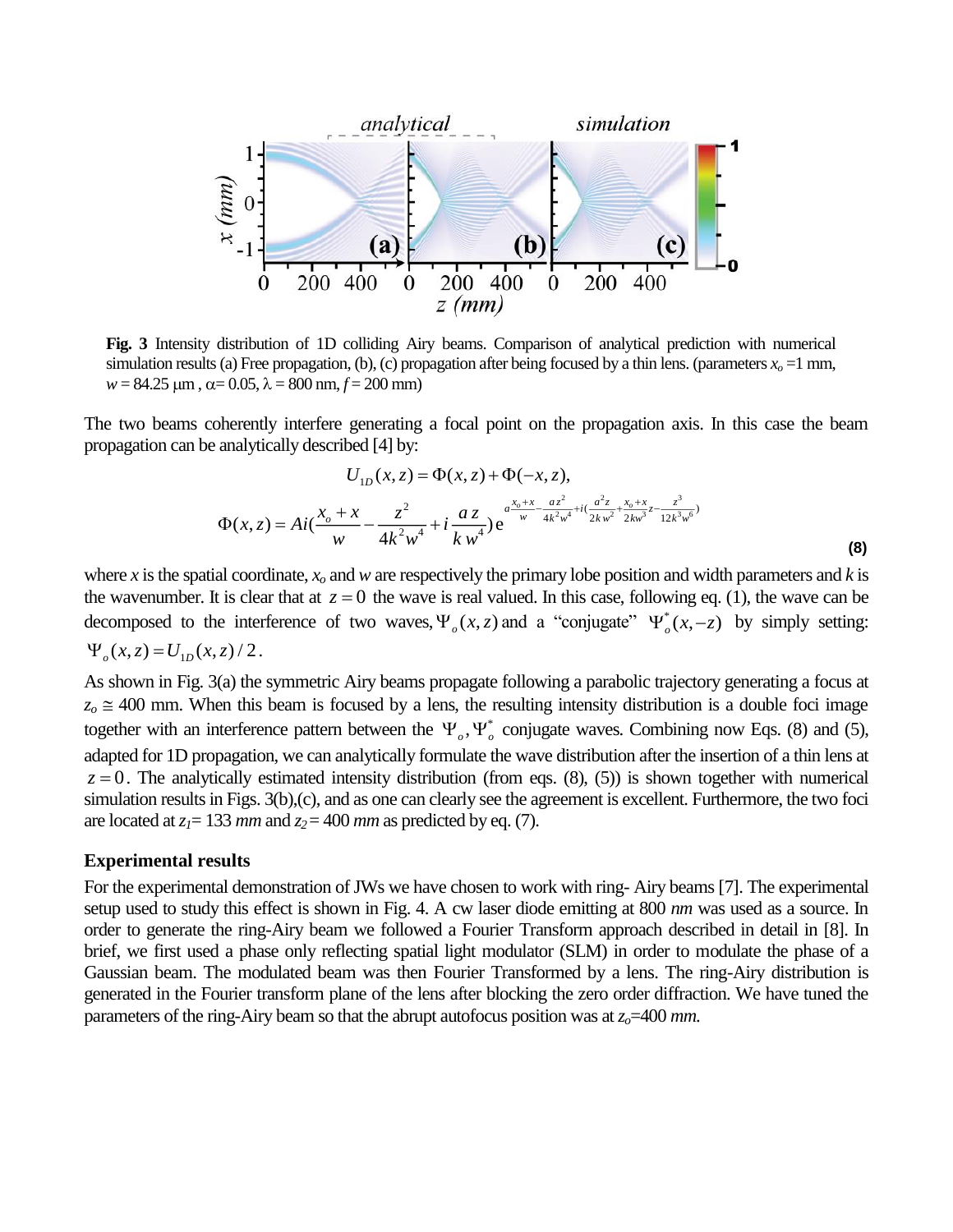**Fig. 3** Intensity distribution of 1D colliding Airy beams. Comparison of analytical prediction with numerical simulation results (a) Free propagation, (b), (c) propagation after being focused by a thin lens. (parameters $x_o$ =1 mm, $w$ = 84.25 μm , α= 0.05, λ = 800 nm, $f$ = 200 mm)

The two beams coherently interfere generating a focal point on the propagation axis. In this case the beam propagation can be analytically described [4] by:

$$U_{1D}(x,z) = \Phi(x,z) + \Phi(-x,z),$$
$$\Phi(x,z) = Ai\left(\frac{x_o + x}{w} - \frac{z^2}{4k^2w^4} + i\frac{a\,z}{k\,w^4}\right)e^{a\frac{x_o+x}{w} - \frac{az^2}{4k^2w^4} + i\left(\frac{a^2 z}{2kw^2} + \frac{x_o+x}{2kw^3}z - \frac{z^3}{12k^3w^6}\right)} \tag{8}$$

where $x$ is the spatial coordinate, $x_o$ and $w$ are respectively the primary lobe position and width parameters and $k$ is the wavenumber. It is clear that at $z = 0$ the wave is real valued. In this case, following eq. (1), the wave can be decomposed to the interference of two waves, $\Psi_o(x,z)$ and a "conjugate" $\Psi_o^*(x,-z)$ by simply setting: $\Psi_o(x,z) = U_{1D}(x,z)/2$.

As shown in Fig. 3(a) the symmetric Airy beams propagate following a parabolic trajectory generating a focus at $z_o \cong 400$ mm. When this beam is focused by a lens, the resulting intensity distribution is a double foci image together with an interference pattern between the $\Psi_o, \Psi_o^*$ conjugate waves. Combining now Eqs. (8) and (5), adapted for 1D propagation, we can analytically formulate the wave distribution after the insertion of a thin lens at $z = 0$. The analytically estimated intensity distribution (from eqs. (8), (5)) is shown together with numerical simulation results in Figs. 3(b),(c), and as one can clearly see the agreement is excellent. Furthermore, the two foci are located at $z_1$= 133 *mm* and $z_2$ = 400 *mm* as predicted by eq. (7).

## Experimental results

For the experimental demonstration of JWs we have chosen to work with ring- Airy beams [7]. The experimental setup used to study this effect is shown in Fig. 4. A cw laser diode emitting at 800 *nm* was used as a source. In order to generate the ring-Airy beam we followed a Fourier Transform approach described in detail in [8]. In brief, we first used a phase only reflecting spatial light modulator (SLM) in order to modulate the phase of a Gaussian beam. The modulated beam was then Fourier Transformed by a lens. The ring-Airy distribution is generated in the Fourier transform plane of the lens after blocking the zero order diffraction. We have tuned the parameters of the ring-Airy beam so that the abrupt autofocus position was at $z_o$=400 *mm.*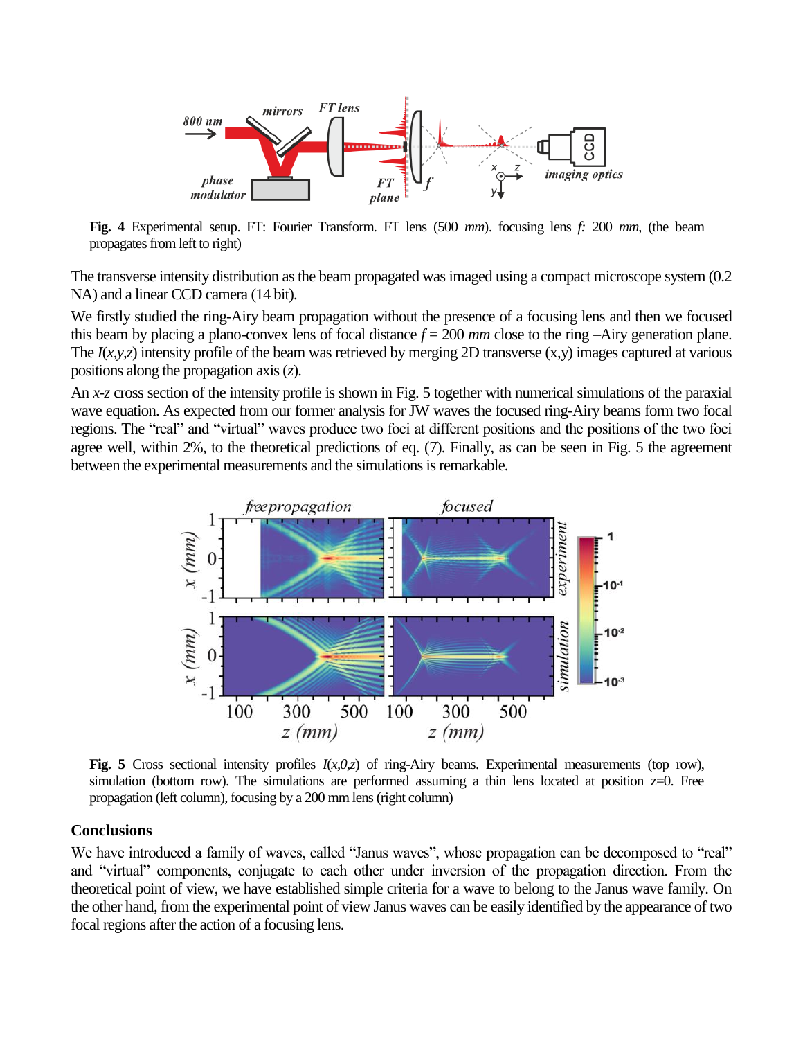**Fig. 4** Experimental setup. FT: Fourier Transform. FT lens (500 *mm*). focusing lens *f:* 200 *mm*, (the beam propagates from left to right)

The transverse intensity distribution as the beam propagated was imaged using a compact microscope system (0.2 NA) and a linear CCD camera (14 bit).

We firstly studied the ring-Airy beam propagation without the presence of a focusing lens and then we focused this beam by placing a plano-convex lens of focal distance $f$ = 200 *mm* close to the ring –Airy generation plane. The $I(x,y,z)$ intensity profile of the beam was retrieved by merging 2D transverse (x,y) images captured at various positions along the propagation axis ($z$).

An *x-z* cross section of the intensity profile is shown in Fig. 5 together with numerical simulations of the paraxial wave equation. As expected from our former analysis for JW waves the focused ring-Airy beams form two focal regions. The "real" and "virtual" waves produce two foci at different positions and the positions of the two foci agree well, within 2%, to the theoretical predictions of eq. (7). Finally, as can be seen in Fig. 5 the agreement between the experimental measurements and the simulations is remarkable.

**Fig. 5** Cross sectional intensity profiles $I(x,0,z)$ of ring-Airy beams. Experimental measurements (top row), simulation (bottom row). The simulations are performed assuming a thin lens located at position z=0. Free propagation (left column), focusing by a 200 mm lens (right column)

## Conclusions

We have introduced a family of waves, called "Janus waves", whose propagation can be decomposed to "real" and "virtual" components, conjugate to each other under inversion of the propagation direction. From the theoretical point of view, we have established simple criteria for a wave to belong to the Janus wave family. On the other hand, from the experimental point of view Janus waves can be easily identified by the appearance of two focal regions after the action of a focusing lens.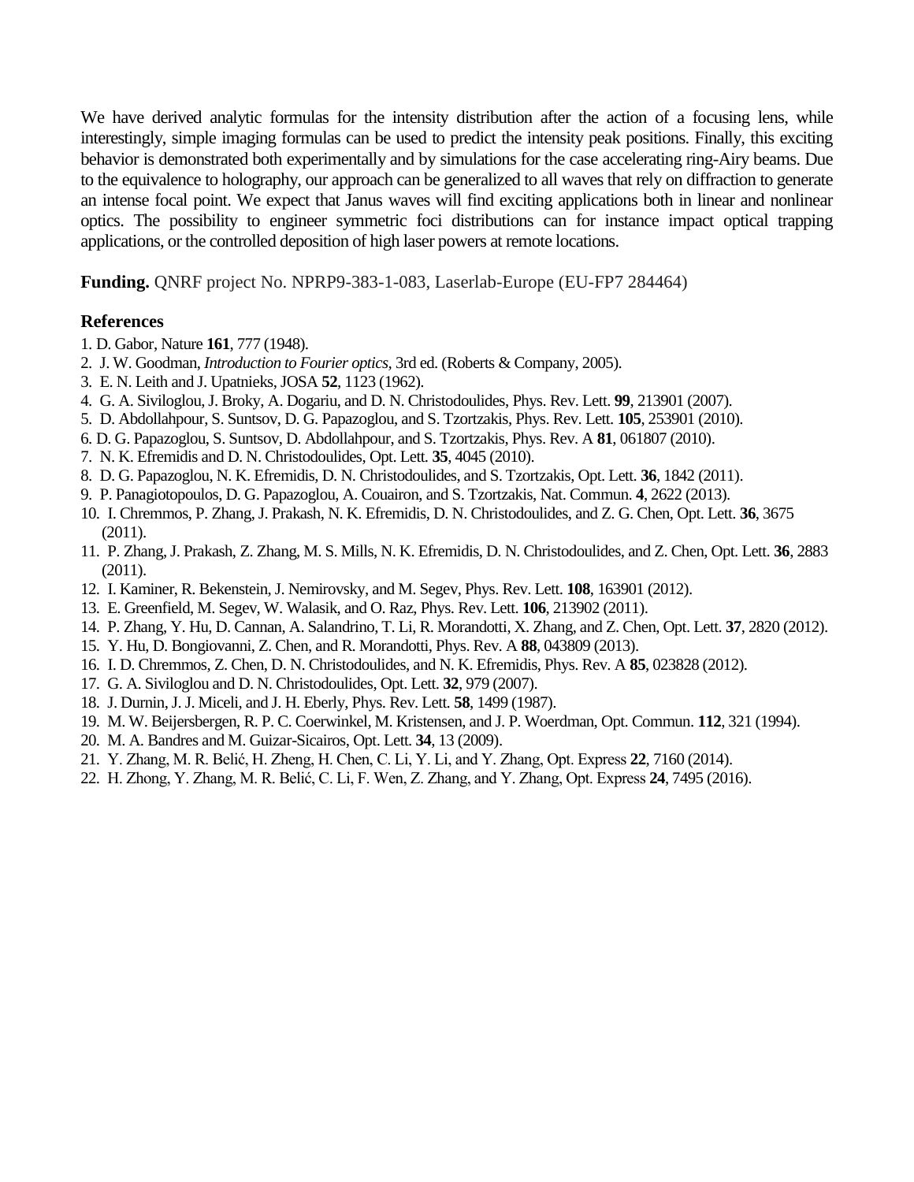We have derived analytic formulas for the intensity distribution after the action of a focusing lens, while interestingly, simple imaging formulas can be used to predict the intensity peak positions. Finally, this exciting behavior is demonstrated both experimentally and by simulations for the case accelerating ring-Airy beams. Due to the equivalence to holography, our approach can be generalized to all waves that rely on diffraction to generate an intense focal point. We expect that Janus waves will find exciting applications both in linear and nonlinear optics. The possibility to engineer symmetric foci distributions can for instance impact optical trapping applications, or the controlled deposition of high laser powers at remote locations.

**Funding.** QNRF project No. NPRP9-383-1-083, Laserlab-Europe (EU-FP7 284464)

## References

1. D. Gabor, Nature **161**, 777 (1948).
2. J. W. Goodman, *Introduction to Fourier optics*, 3rd ed. (Roberts & Company, 2005).
3. E. N. Leith and J. Upatnieks, JOSA **52**, 1123 (1962).
4. G. A. Siviloglou, J. Broky, A. Dogariu, and D. N. Christodoulides, Phys. Rev. Lett. **99**, 213901 (2007).
5. D. Abdollahpour, S. Suntsov, D. G. Papazoglou, and S. Tzortzakis, Phys. Rev. Lett. **105**, 253901 (2010).
6. D. G. Papazoglou, S. Suntsov, D. Abdollahpour, and S. Tzortzakis, Phys. Rev. A **81**, 061807 (2010).
7. N. K. Efremidis and D. N. Christodoulides, Opt. Lett. **35**, 4045 (2010).
8. D. G. Papazoglou, N. K. Efremidis, D. N. Christodoulides, and S. Tzortzakis, Opt. Lett. **36**, 1842 (2011).
9. P. Panagiotopoulos, D. G. Papazoglou, A. Couairon, and S. Tzortzakis, Nat. Commun. **4**, 2622 (2013).
10. I. Chremmos, P. Zhang, J. Prakash, N. K. Efremidis, D. N. Christodoulides, and Z. G. Chen, Opt. Lett. **36**, 3675 (2011).
11. P. Zhang, J. Prakash, Z. Zhang, M. S. Mills, N. K. Efremidis, D. N. Christodoulides, and Z. Chen, Opt. Lett. **36**, 2883 (2011).
12. I. Kaminer, R. Bekenstein, J. Nemirovsky, and M. Segev, Phys. Rev. Lett. **108**, 163901 (2012).
13. E. Greenfield, M. Segev, W. Walasik, and O. Raz, Phys. Rev. Lett. **106**, 213902 (2011).
14. P. Zhang, Y. Hu, D. Cannan, A. Salandrino, T. Li, R. Morandotti, X. Zhang, and Z. Chen, Opt. Lett. **37**, 2820 (2012).
15. Y. Hu, D. Bongiovanni, Z. Chen, and R. Morandotti, Phys. Rev. A **88**, 043809 (2013).
16. I. D. Chremmos, Z. Chen, D. N. Christodoulides, and N. K. Efremidis, Phys. Rev. A **85**, 023828 (2012).
17. G. A. Siviloglou and D. N. Christodoulides, Opt. Lett. **32**, 979 (2007).
18. J. Durnin, J. J. Miceli, and J. H. Eberly, Phys. Rev. Lett. **58**, 1499 (1987).
19. M. W. Beijersbergen, R. P. C. Coerwinkel, M. Kristensen, and J. P. Woerdman, Opt. Commun. **112**, 321 (1994).
20. M. A. Bandres and M. Guizar-Sicairos, Opt. Lett. **34**, 13 (2009).
21. Y. Zhang, M. R. Belić, H. Zheng, H. Chen, C. Li, Y. Li, and Y. Zhang, Opt. Express **22**, 7160 (2014).
22. H. Zhong, Y. Zhang, M. R. Belić, C. Li, F. Wen, Z. Zhang, and Y. Zhang, Opt. Express **24**, 7495 (2016).